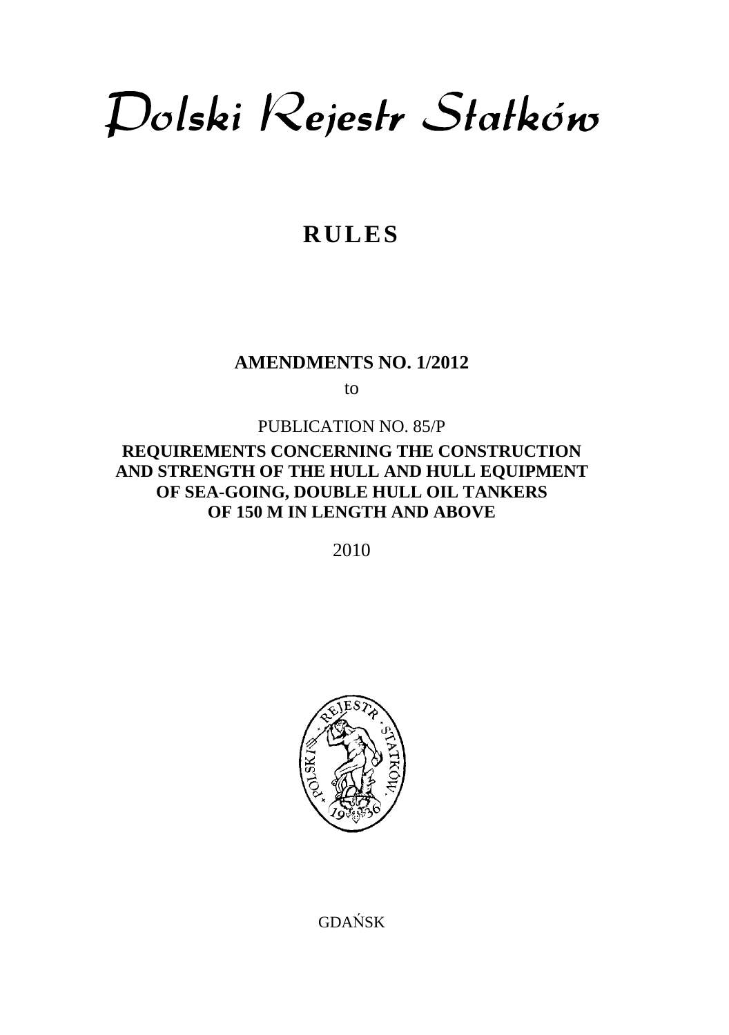# Polski Rejestr Statków

# RULES

**AMENDMENTS NO. 1/2012**

to

PUBLICATION NO. 85/P

**REQUIREMENTS CONCERNING THE CONSTRUCTION AND STRENGTH OF THE HULL AND HULL EQUIPMENT OF SEA-GOING, DOUBLE HULL OIL TANKERS OF 150 M IN LENGTH AND ABOVE**

2010

GDAŃSK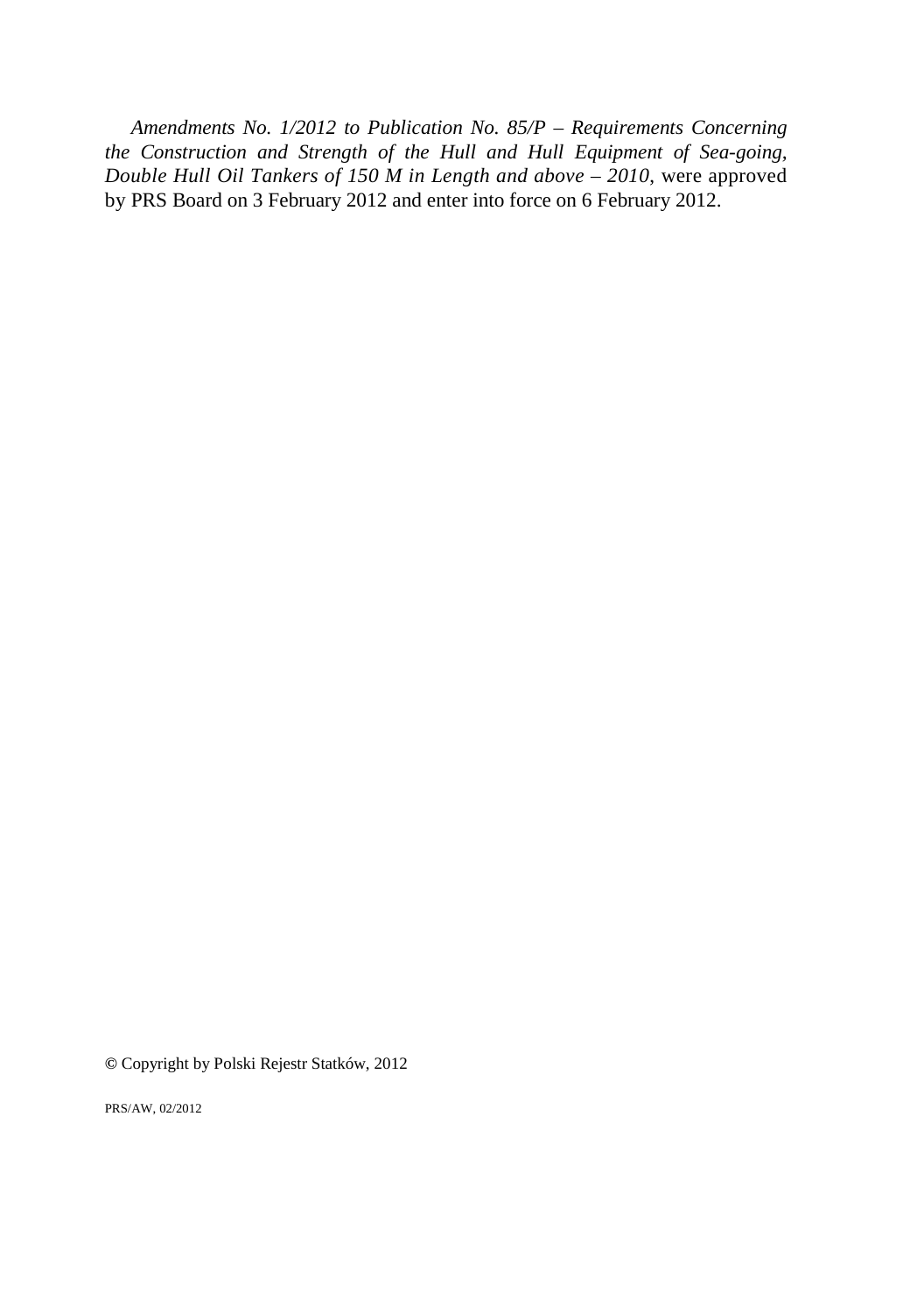*Amendments No. 1/2012 to Publication No. 85/P – Requirements Concerning the Construction and Strength of the Hull and Hull Equipment of Sea-going, Double Hull Oil Tankers of 150 M in Length and above – 2010*, were approved by PRS Board on 3 February 2012 and enter into force on 6 February 2012.

© Copyright by Polski Rejestr Statków, 2012

PRS/AW, 02/2012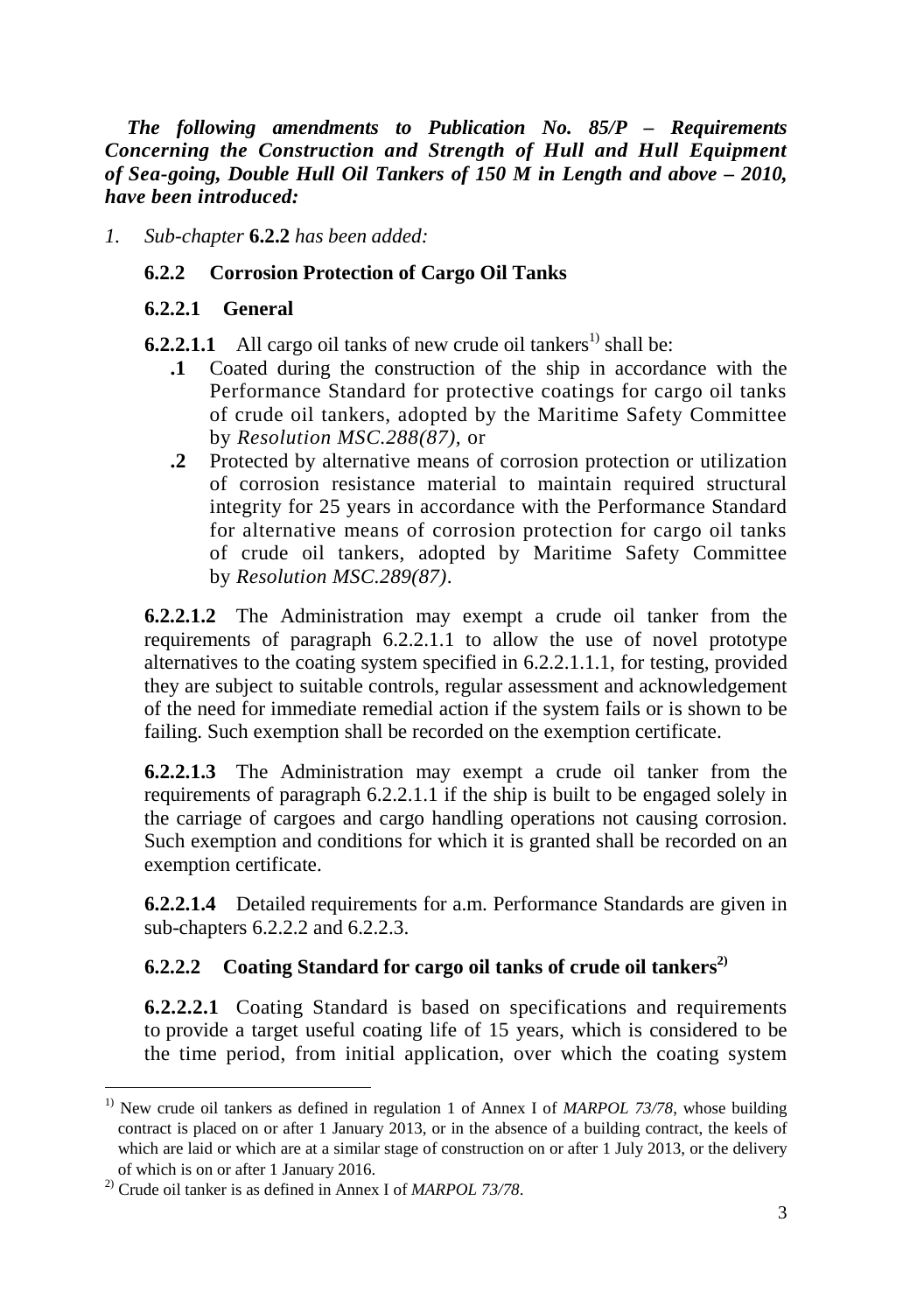***The following amendments to Publication No. 85/P – Requirements Concerning the Construction and Strength of Hull and Hull Equipment of Sea-going, Double Hull Oil Tankers of 150 M in Length and above – 2010, have been introduced:***

*1. Sub-chapter* **6.2.2** *has been added:*

### 6.2.2 Corrosion Protection of Cargo Oil Tanks

#### 6.2.2.1 General

**6.2.2.1.1** All cargo oil tanks of new crude oil tankers[1] shall be:

- **.1** Coated during the construction of the ship in accordance with the Performance Standard for protective coatings for cargo oil tanks of crude oil tankers, adopted by the Maritime Safety Committee by *Resolution MSC.288(87),* or
- **.2** Protected by alternative means of corrosion protection or utilization of corrosion resistance material to maintain required structural integrity for 25 years in accordance with the Performance Standard for alternative means of corrosion protection for cargo oil tanks of crude oil tankers, adopted by Maritime Safety Committee by *Resolution MSC.289(87)*.

**6.2.2.1.2** The Administration may exempt a crude oil tanker from the requirements of paragraph 6.2.2.1.1 to allow the use of novel prototype alternatives to the coating system specified in 6.2.2.1.1.1, for testing, provided they are subject to suitable controls, regular assessment and acknowledgement of the need for immediate remedial action if the system fails or is shown to be failing. Such exemption shall be recorded on the exemption certificate.

**6.2.2.1.3** The Administration may exempt a crude oil tanker from the requirements of paragraph 6.2.2.1.1 if the ship is built to be engaged solely in the carriage of cargoes and cargo handling operations not causing corrosion. Such exemption and conditions for which it is granted shall be recorded on an exemption certificate.

**6.2.2.1.4** Detailed requirements for a.m. Performance Standards are given in sub-chapters 6.2.2.2 and 6.2.2.3.

#### 6.2.2.2 Coating Standard for cargo oil tanks of crude oil tankers[2]

**6.2.2.2.1** Coating Standard is based on specifications and requirements to provide a target useful coating life of 15 years, which is considered to be the time period, from initial application, over which the coating system

---

[1] New crude oil tankers as defined in regulation 1 of Annex I of *MARPOL 73/78*, whose building contract is placed on or after 1 January 2013, or in the absence of a building contract, the keels of which are laid or which are at a similar stage of construction on or after 1 July 2013, or the delivery of which is on or after 1 January 2016.

[2] Crude oil tanker is as defined in Annex I of *MARPOL 73/78*.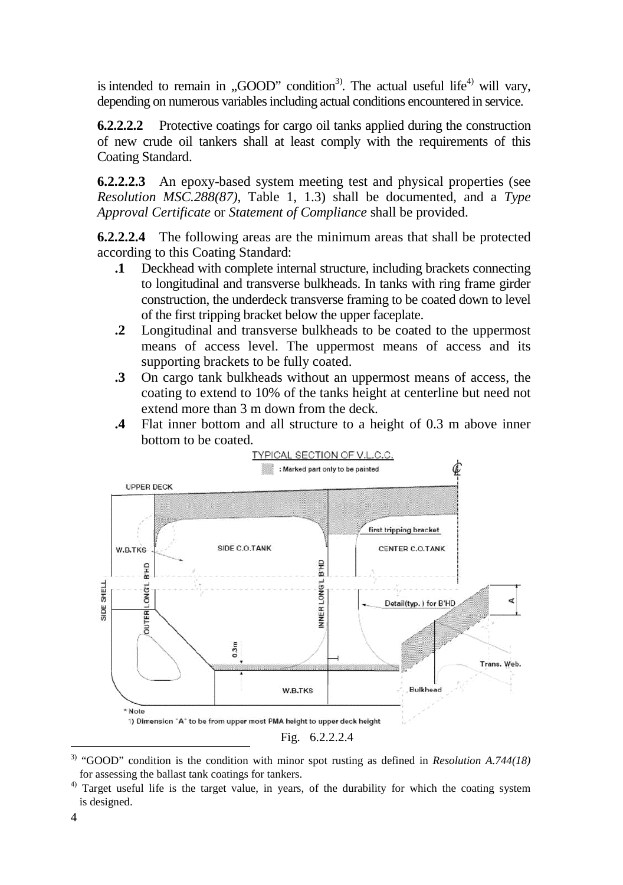is intended to remain in „GOOD" condition[3]. The actual useful life[4] will vary, depending on numerous variables including actual conditions encountered in service.

**6.2.2.2.2** Protective coatings for cargo oil tanks applied during the construction of new crude oil tankers shall at least comply with the requirements of this Coating Standard.

**6.2.2.2.3** An epoxy-based system meeting test and physical properties (see *Resolution MSC.288(87)*, Table 1, 1.3) shall be documented, and a *Type Approval Certificate* or *Statement of Compliance* shall be provided.

**6.2.2.2.4** The following areas are the minimum areas that shall be protected according to this Coating Standard:

- **.1** Deckhead with complete internal structure, including brackets connecting to longitudinal and transverse bulkheads. In tanks with ring frame girder construction, the underdeck transverse framing to be coated down to level of the first tripping bracket below the upper faceplate.
- **.2** Longitudinal and transverse bulkheads to be coated to the uppermost means of access level. The uppermost means of access and its supporting brackets to be fully coated.
- **.3** On cargo tank bulkheads without an uppermost means of access, the coating to extend to 10% of the tanks height at centerline but need not extend more than 3 m down from the deck.
- **.4** Flat inner bottom and all structure to a height of 0.3 m above inner bottom to be coated.

TYPICAL SECTION OF V.L.C.C.

: Marked part only to be painted

UPPER DECK | W.B.TKS | SIDE C.O.TANK | CENTER C.O.TANK | first tripping bracket | SIDE SHELL | OUTER LONG'L B'HD | INNER LONG'L B'HD | Detail(typ.) for B'HD | A | 0.3m | Trans. Web. | Bulkhead | W.B.TKS

\* Note
1) Dimension "A" to be from upper most PMA height to upper deck height

Fig. 6.2.2.2.4

---

[3] "GOOD" condition is the condition with minor spot rusting as defined in *Resolution A.744(18)* for assessing the ballast tank coatings for tankers.

[4] Target useful life is the target value, in years, of the durability for which the coating system is designed.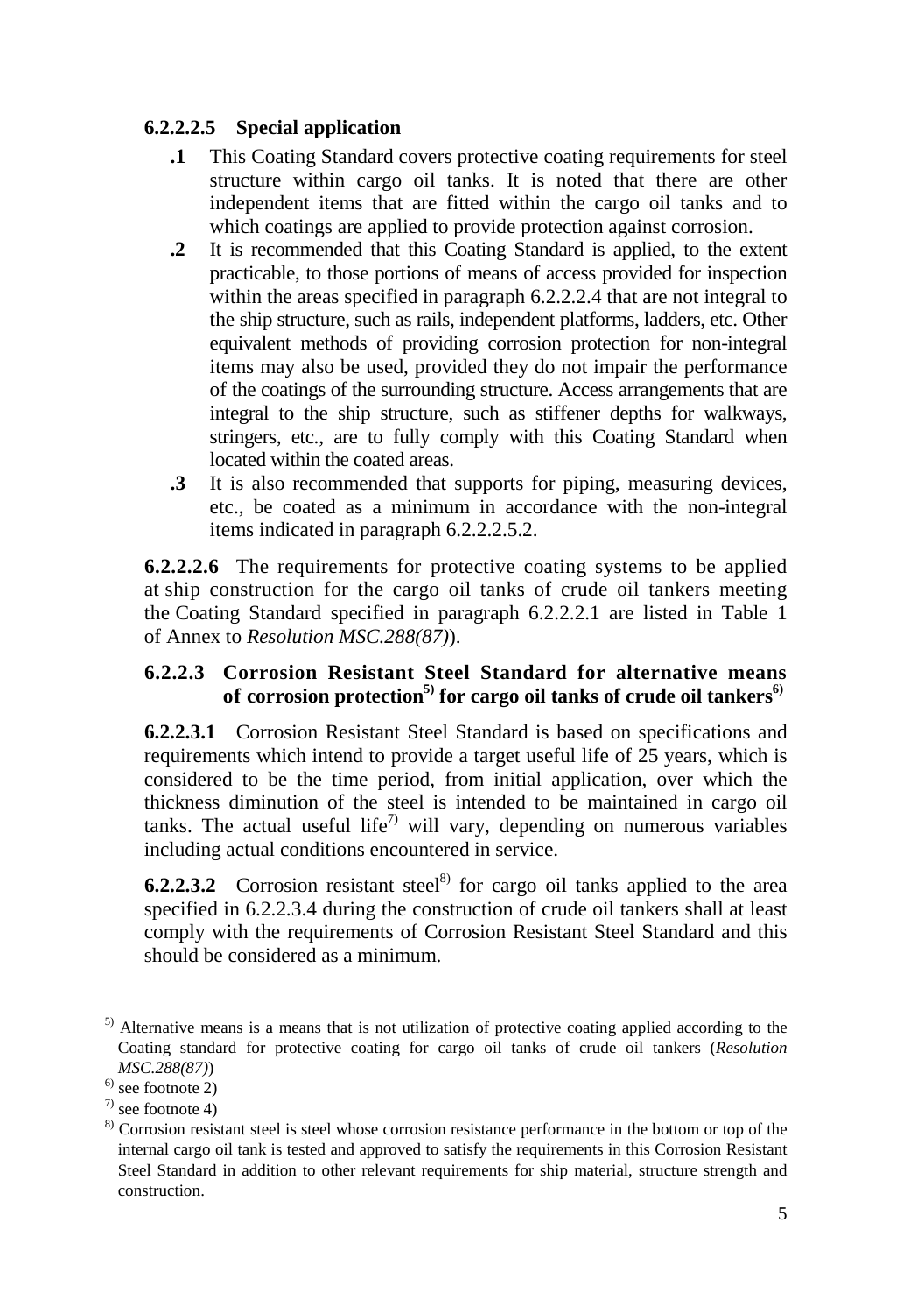#### 6.2.2.2.5 Special application

**.1** This Coating Standard covers protective coating requirements for steel structure within cargo oil tanks. It is noted that there are other independent items that are fitted within the cargo oil tanks and to which coatings are applied to provide protection against corrosion.

**.2** It is recommended that this Coating Standard is applied, to the extent practicable, to those portions of means of access provided for inspection within the areas specified in paragraph 6.2.2.2.4 that are not integral to the ship structure, such as rails, independent platforms, ladders, etc. Other equivalent methods of providing corrosion protection for non-integral items may also be used, provided they do not impair the performance of the coatings of the surrounding structure. Access arrangements that are integral to the ship structure, such as stiffener depths for walkways, stringers, etc., are to fully comply with this Coating Standard when located within the coated areas.

**.3** It is also recommended that supports for piping, measuring devices, etc., be coated as a minimum in accordance with the non-integral items indicated in paragraph 6.2.2.2.5.2.

**6.2.2.2.6** The requirements for protective coating systems to be applied at ship construction for the cargo oil tanks of crude oil tankers meeting the Coating Standard specified in paragraph 6.2.2.2.1 are listed in Table 1 of Annex to *Resolution MSC.288(87)*).

### 6.2.2.3 Corrosion Resistant Steel Standard for alternative means of corrosion protection[5] for cargo oil tanks of crude oil tankers[6]

**6.2.2.3.1** Corrosion Resistant Steel Standard is based on specifications and requirements which intend to provide a target useful life of 25 years, which is considered to be the time period, from initial application, over which the thickness diminution of the steel is intended to be maintained in cargo oil tanks. The actual useful life[7] will vary, depending on numerous variables including actual conditions encountered in service.

**6.2.2.3.2** Corrosion resistant steel[8] for cargo oil tanks applied to the area specified in 6.2.2.3.4 during the construction of crude oil tankers shall at least comply with the requirements of Corrosion Resistant Steel Standard and this should be considered as a minimum.

---

[5] Alternative means is a means that is not utilization of protective coating applied according to the Coating standard for protective coating for cargo oil tanks of crude oil tankers (*Resolution MSC.288(87)*)

[6] see footnote 2)

[7] see footnote 4)

[8] Corrosion resistant steel is steel whose corrosion resistance performance in the bottom or top of the internal cargo oil tank is tested and approved to satisfy the requirements in this Corrosion Resistant Steel Standard in addition to other relevant requirements for ship material, structure strength and construction.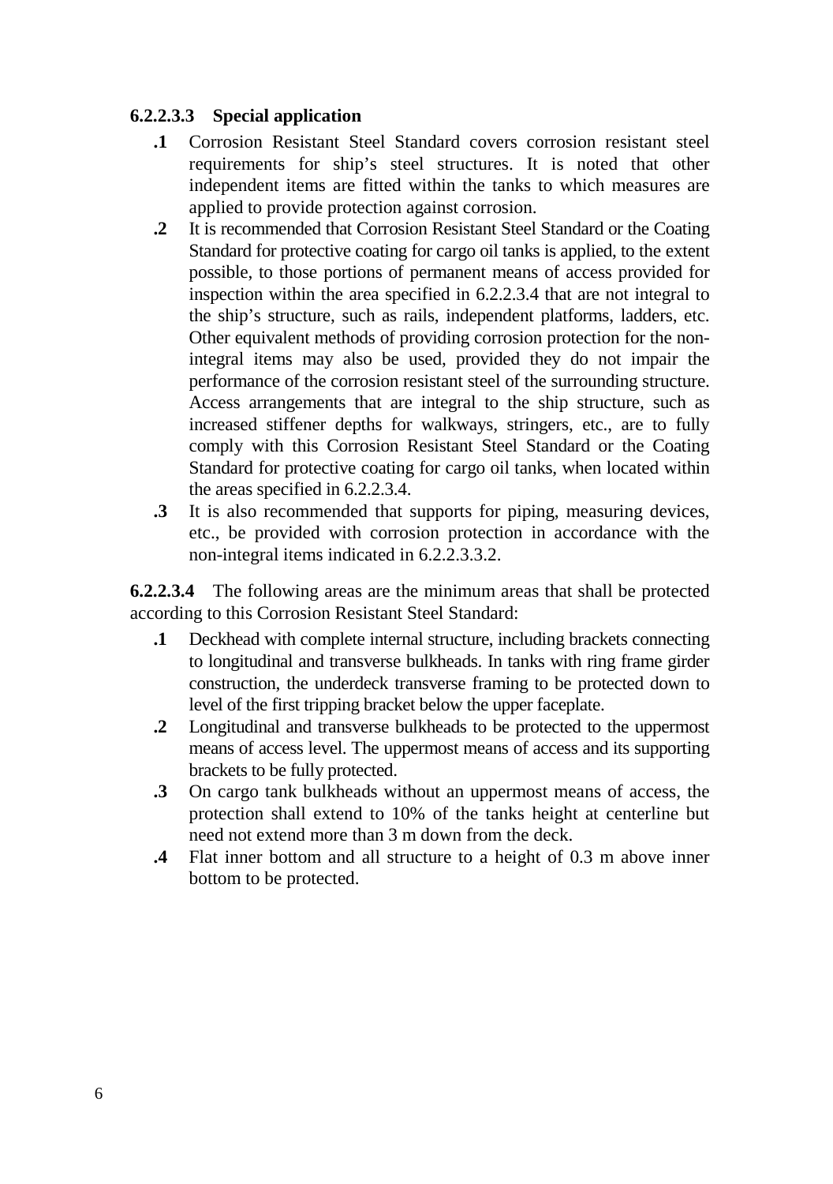**6.2.2.3.3 Special application**

**.1** Corrosion Resistant Steel Standard covers corrosion resistant steel requirements for ship's steel structures. It is noted that other independent items are fitted within the tanks to which measures are applied to provide protection against corrosion.

**.2** It is recommended that Corrosion Resistant Steel Standard or the Coating Standard for protective coating for cargo oil tanks is applied, to the extent possible, to those portions of permanent means of access provided for inspection within the area specified in 6.2.2.3.4 that are not integral to the ship's structure, such as rails, independent platforms, ladders, etc. Other equivalent methods of providing corrosion protection for the non-integral items may also be used, provided they do not impair the performance of the corrosion resistant steel of the surrounding structure. Access arrangements that are integral to the ship structure, such as increased stiffener depths for walkways, stringers, etc., are to fully comply with this Corrosion Resistant Steel Standard or the Coating Standard for protective coating for cargo oil tanks, when located within the areas specified in 6.2.2.3.4.

**.3** It is also recommended that supports for piping, measuring devices, etc., be provided with corrosion protection in accordance with the non-integral items indicated in 6.2.2.3.3.2.

**6.2.2.3.4** The following areas are the minimum areas that shall be protected according to this Corrosion Resistant Steel Standard:

**.1** Deckhead with complete internal structure, including brackets connecting to longitudinal and transverse bulkheads. In tanks with ring frame girder construction, the underdeck transverse framing to be protected down to level of the first tripping bracket below the upper faceplate.

**.2** Longitudinal and transverse bulkheads to be protected to the uppermost means of access level. The uppermost means of access and its supporting brackets to be fully protected.

**.3** On cargo tank bulkheads without an uppermost means of access, the protection shall extend to 10% of the tanks height at centerline but need not extend more than 3 m down from the deck.

**.4** Flat inner bottom and all structure to a height of 0.3 m above inner bottom to be protected.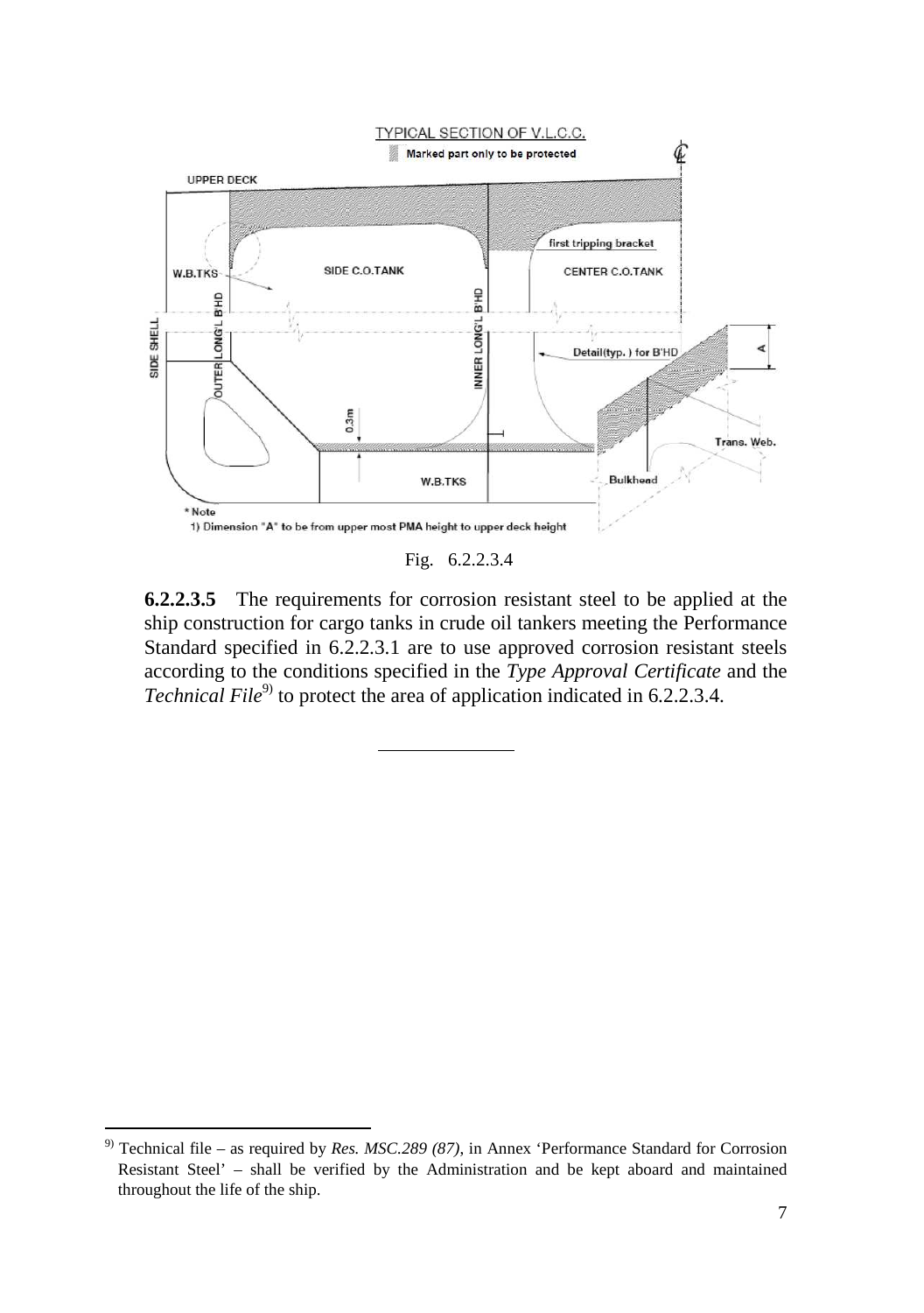TYPICAL SECTION OF V.L.C.C.

Marked part only to be protected

UPPER DECK

W.B.TKS

SIDE C.O.TANK

first tripping bracket

CENTER C.O.TANK

SIDE SHELL

OUTER LONG'L B'HD

INNER LONG'L B'HD

Detail(typ.) for B'HD

A

0.3m

Trans. Web.

Bulkhead

W.B.TKS

\* Note

1) Dimension "A" to be from upper most PMA height to upper deck height

Fig. 6.2.2.3.4

**6.2.2.3.5** The requirements for corrosion resistant steel to be applied at the ship construction for cargo tanks in crude oil tankers meeting the Performance Standard specified in 6.2.2.3.1 are to use approved corrosion resistant steels according to the conditions specified in the *Type Approval Certificate* and the *Technical File*[9] to protect the area of application indicated in 6.2.2.3.4.

---

[9] Technical file – as required by *Res. MSC.289 (87)*, in Annex 'Performance Standard for Corrosion Resistant Steel' – shall be verified by the Administration and be kept aboard and maintained throughout the life of the ship.